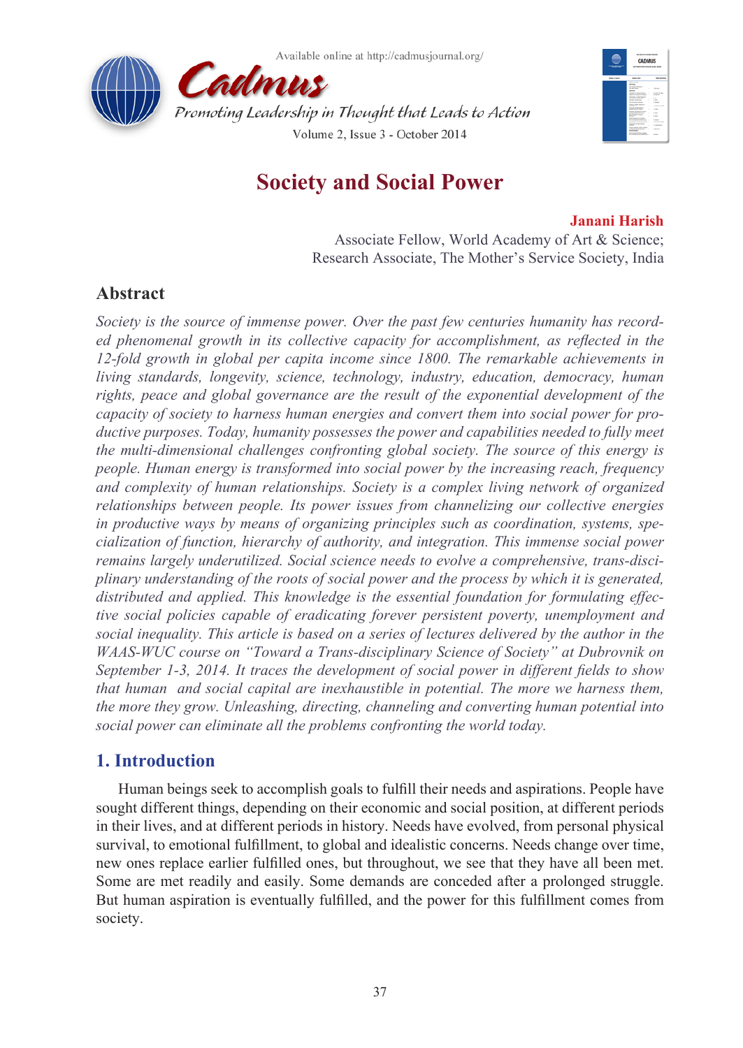# Society and Social Power

**Janani Harish**

Associate Fellow, World Academy of Art & Science;
Research Associate, The Mother's Service Society, India

## Abstract

*Society is the source of immense power. Over the past few centuries humanity has recorded phenomenal growth in its collective capacity for accomplishment, as reflected in the 12-fold growth in global per capita income since 1800. The remarkable achievements in living standards, longevity, science, technology, industry, education, democracy, human rights, peace and global governance are the result of the exponential development of the capacity of society to harness human energies and convert them into social power for productive purposes. Today, humanity possesses the power and capabilities needed to fully meet the multi-dimensional challenges confronting global society. The source of this energy is people. Human energy is transformed into social power by the increasing reach, frequency and complexity of human relationships. Society is a complex living network of organized relationships between people. Its power issues from channelizing our collective energies in productive ways by means of organizing principles such as coordination, systems, specialization of function, hierarchy of authority, and integration. This immense social power remains largely underutilized. Social science needs to evolve a comprehensive, trans-disciplinary understanding of the roots of social power and the process by which it is generated, distributed and applied. This knowledge is the essential foundation for formulating effective social policies capable of eradicating forever persistent poverty, unemployment and social inequality. This article is based on a series of lectures delivered by the author in the WAAS-WUC course on "Toward a Trans-disciplinary Science of Society" at Dubrovnik on September 1-3, 2014. It traces the development of social power in different fields to show that human and social capital are inexhaustible in potential. The more we harness them, the more they grow. Unleashing, directing, channeling and converting human potential into social power can eliminate all the problems confronting the world today.*

## 1. Introduction

Human beings seek to accomplish goals to fulfill their needs and aspirations. People have sought different things, depending on their economic and social position, at different periods in their lives, and at different periods in history. Needs have evolved, from personal physical survival, to emotional fulfillment, to global and idealistic concerns. Needs change over time, new ones replace earlier fulfilled ones, but throughout, we see that they have all been met. Some are met readily and easily. Some demands are conceded after a prolonged struggle. But human aspiration is eventually fulfilled, and the power for this fulfillment comes from society.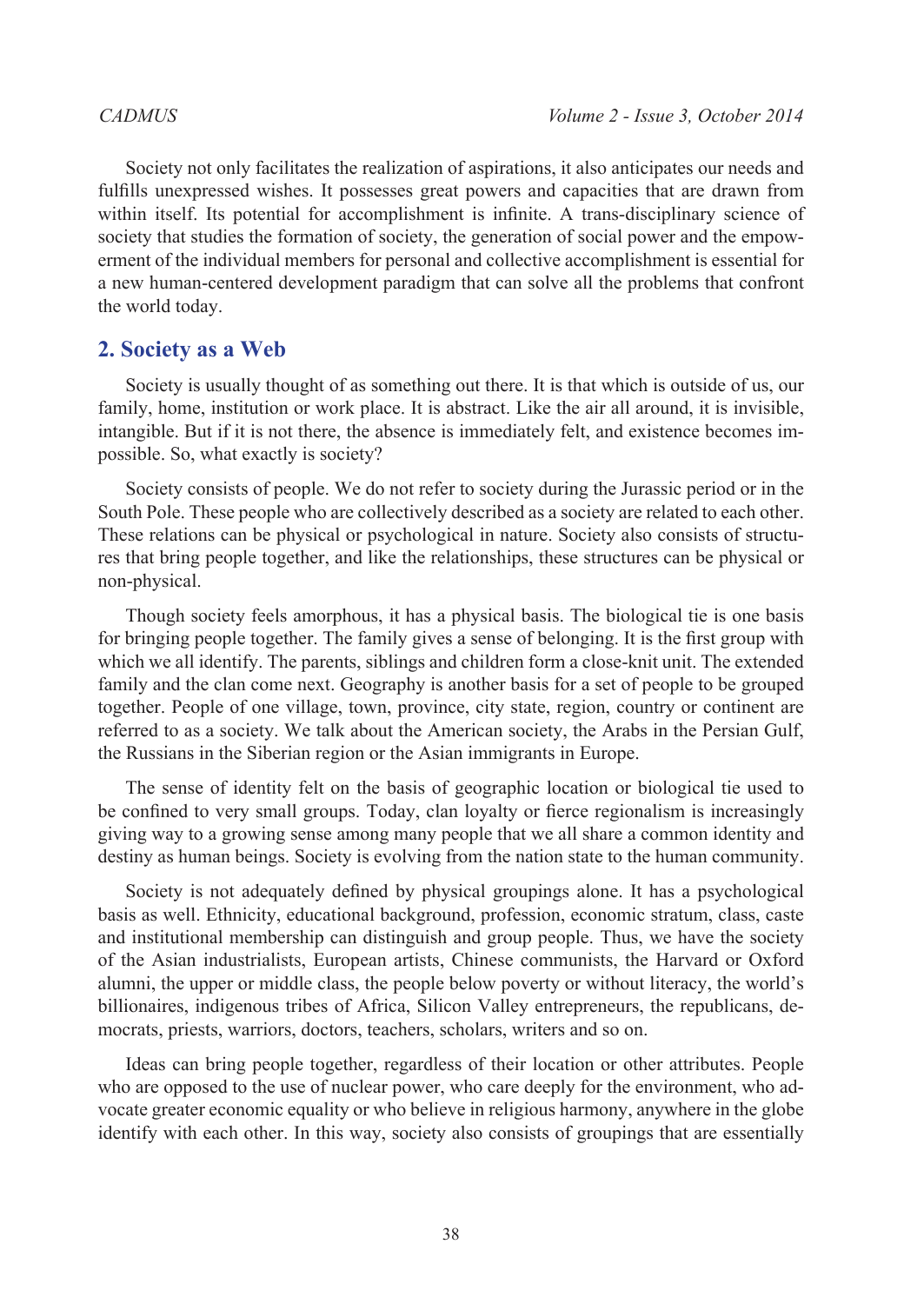Society not only facilitates the realization of aspirations, it also anticipates our needs and fulfills unexpressed wishes. It possesses great powers and capacities that are drawn from within itself. Its potential for accomplishment is infinite. A trans-disciplinary science of society that studies the formation of society, the generation of social power and the empowerment of the individual members for personal and collective accomplishment is essential for a new human-centered development paradigm that can solve all the problems that confront the world today.

## 2. Society as a Web

Society is usually thought of as something out there. It is that which is outside of us, our family, home, institution or work place. It is abstract. Like the air all around, it is invisible, intangible. But if it is not there, the absence is immediately felt, and existence becomes impossible. So, what exactly is society?

Society consists of people. We do not refer to society during the Jurassic period or in the South Pole. These people who are collectively described as a society are related to each other. These relations can be physical or psychological in nature. Society also consists of structures that bring people together, and like the relationships, these structures can be physical or non-physical.

Though society feels amorphous, it has a physical basis. The biological tie is one basis for bringing people together. The family gives a sense of belonging. It is the first group with which we all identify. The parents, siblings and children form a close-knit unit. The extended family and the clan come next. Geography is another basis for a set of people to be grouped together. People of one village, town, province, city state, region, country or continent are referred to as a society. We talk about the American society, the Arabs in the Persian Gulf, the Russians in the Siberian region or the Asian immigrants in Europe.

The sense of identity felt on the basis of geographic location or biological tie used to be confined to very small groups. Today, clan loyalty or fierce regionalism is increasingly giving way to a growing sense among many people that we all share a common identity and destiny as human beings. Society is evolving from the nation state to the human community.

Society is not adequately defined by physical groupings alone. It has a psychological basis as well. Ethnicity, educational background, profession, economic stratum, class, caste and institutional membership can distinguish and group people. Thus, we have the society of the Asian industrialists, European artists, Chinese communists, the Harvard or Oxford alumni, the upper or middle class, the people below poverty or without literacy, the world's billionaires, indigenous tribes of Africa, Silicon Valley entrepreneurs, the republicans, democrats, priests, warriors, doctors, teachers, scholars, writers and so on.

Ideas can bring people together, regardless of their location or other attributes. People who are opposed to the use of nuclear power, who care deeply for the environment, who advocate greater economic equality or who believe in religious harmony, anywhere in the globe identify with each other. In this way, society also consists of groupings that are essentially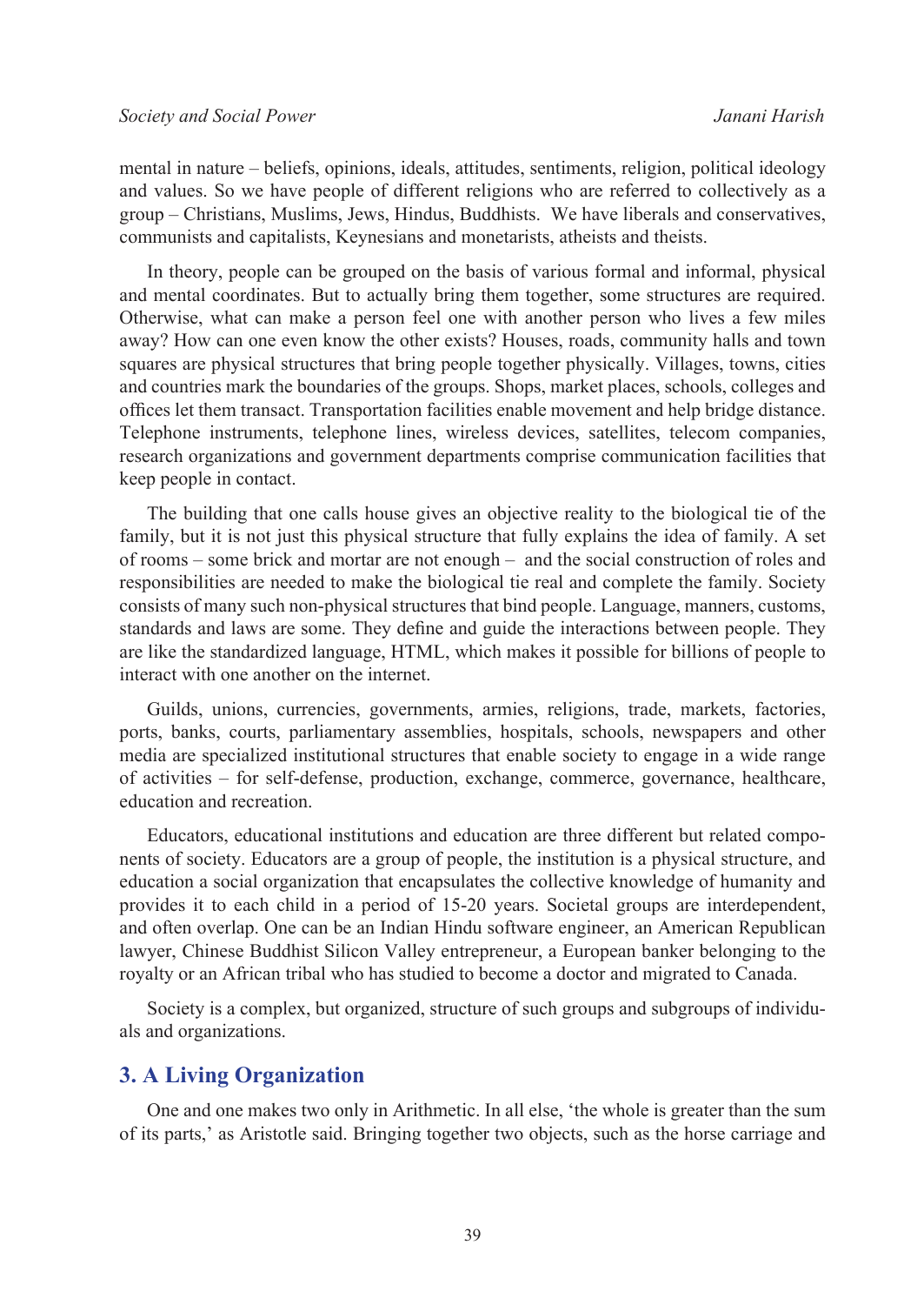mental in nature – beliefs, opinions, ideals, attitudes, sentiments, religion, political ideology and values. So we have people of different religions who are referred to collectively as a group – Christians, Muslims, Jews, Hindus, Buddhists. We have liberals and conservatives, communists and capitalists, Keynesians and monetarists, atheists and theists.

In theory, people can be grouped on the basis of various formal and informal, physical and mental coordinates. But to actually bring them together, some structures are required. Otherwise, what can make a person feel one with another person who lives a few miles away? How can one even know the other exists? Houses, roads, community halls and town squares are physical structures that bring people together physically. Villages, towns, cities and countries mark the boundaries of the groups. Shops, market places, schools, colleges and offices let them transact. Transportation facilities enable movement and help bridge distance. Telephone instruments, telephone lines, wireless devices, satellites, telecom companies, research organizations and government departments comprise communication facilities that keep people in contact.

The building that one calls house gives an objective reality to the biological tie of the family, but it is not just this physical structure that fully explains the idea of family. A set of rooms – some brick and mortar are not enough – and the social construction of roles and responsibilities are needed to make the biological tie real and complete the family. Society consists of many such non-physical structures that bind people. Language, manners, customs, standards and laws are some. They define and guide the interactions between people. They are like the standardized language, HTML, which makes it possible for billions of people to interact with one another on the internet.

Guilds, unions, currencies, governments, armies, religions, trade, markets, factories, ports, banks, courts, parliamentary assemblies, hospitals, schools, newspapers and other media are specialized institutional structures that enable society to engage in a wide range of activities – for self-defense, production, exchange, commerce, governance, healthcare, education and recreation.

Educators, educational institutions and education are three different but related components of society. Educators are a group of people, the institution is a physical structure, and education a social organization that encapsulates the collective knowledge of humanity and provides it to each child in a period of 15-20 years. Societal groups are interdependent, and often overlap. One can be an Indian Hindu software engineer, an American Republican lawyer, Chinese Buddhist Silicon Valley entrepreneur, a European banker belonging to the royalty or an African tribal who has studied to become a doctor and migrated to Canada.

Society is a complex, but organized, structure of such groups and subgroups of individuals and organizations.

## 3. A Living Organization

One and one makes two only in Arithmetic. In all else, 'the whole is greater than the sum of its parts,' as Aristotle said. Bringing together two objects, such as the horse carriage and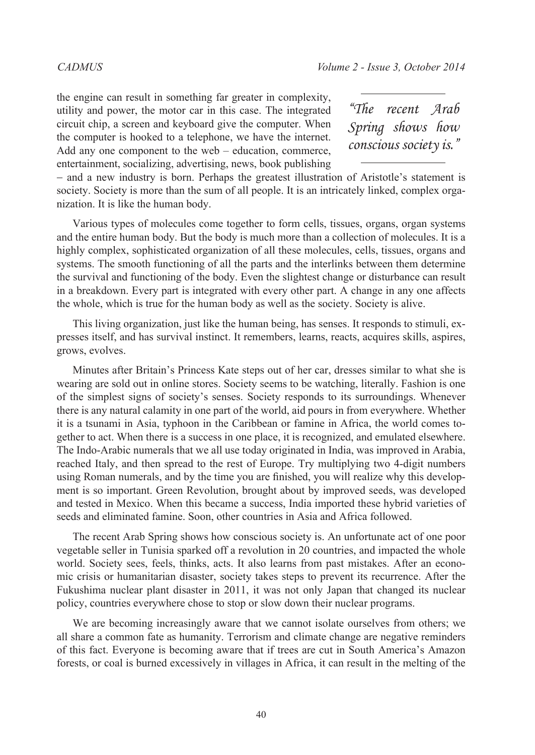the engine can result in something far greater in complexity, utility and power, the motor car in this case. The integrated circuit chip, a screen and keyboard give the computer. When the computer is hooked to a telephone, we have the internet. Add any one component to the web – education, commerce, entertainment, socializing, advertising, news, book publishing – and a new industry is born. Perhaps the greatest illustration of Aristotle's statement is society. Society is more than the sum of all people. It is an intricately linked, complex organization. It is like the human body.

> *"The recent Arab Spring shows how conscious society is."*

Various types of molecules come together to form cells, tissues, organs, organ systems and the entire human body. But the body is much more than a collection of molecules. It is a highly complex, sophisticated organization of all these molecules, cells, tissues, organs and systems. The smooth functioning of all the parts and the interlinks between them determine the survival and functioning of the body. Even the slightest change or disturbance can result in a breakdown. Every part is integrated with every other part. A change in any one affects the whole, which is true for the human body as well as the society. Society is alive.

This living organization, just like the human being, has senses. It responds to stimuli, expresses itself, and has survival instinct. It remembers, learns, reacts, acquires skills, aspires, grows, evolves.

Minutes after Britain's Princess Kate steps out of her car, dresses similar to what she is wearing are sold out in online stores. Society seems to be watching, literally. Fashion is one of the simplest signs of society's senses. Society responds to its surroundings. Whenever there is any natural calamity in one part of the world, aid pours in from everywhere. Whether it is a tsunami in Asia, typhoon in the Caribbean or famine in Africa, the world comes together to act. When there is a success in one place, it is recognized, and emulated elsewhere. The Indo-Arabic numerals that we all use today originated in India, was improved in Arabia, reached Italy, and then spread to the rest of Europe. Try multiplying two 4-digit numbers using Roman numerals, and by the time you are finished, you will realize why this development is so important. Green Revolution, brought about by improved seeds, was developed and tested in Mexico. When this became a success, India imported these hybrid varieties of seeds and eliminated famine. Soon, other countries in Asia and Africa followed.

The recent Arab Spring shows how conscious society is. An unfortunate act of one poor vegetable seller in Tunisia sparked off a revolution in 20 countries, and impacted the whole world. Society sees, feels, thinks, acts. It also learns from past mistakes. After an economic crisis or humanitarian disaster, society takes steps to prevent its recurrence. After the Fukushima nuclear plant disaster in 2011, it was not only Japan that changed its nuclear policy, countries everywhere chose to stop or slow down their nuclear programs.

We are becoming increasingly aware that we cannot isolate ourselves from others; we all share a common fate as humanity. Terrorism and climate change are negative reminders of this fact. Everyone is becoming aware that if trees are cut in South America's Amazon forests, or coal is burned excessively in villages in Africa, it can result in the melting of the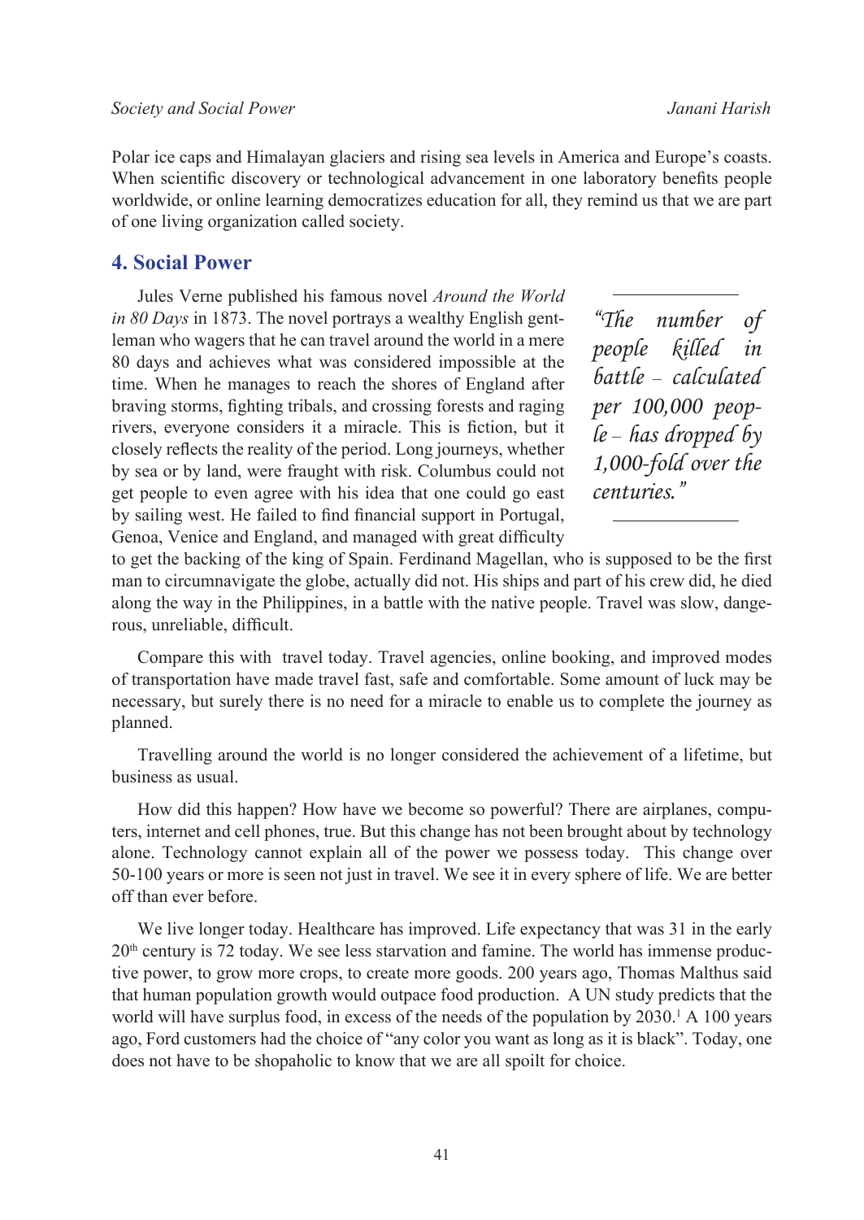Polar ice caps and Himalayan glaciers and rising sea levels in America and Europe's coasts. When scientific discovery or technological advancement in one laboratory benefits people worldwide, or online learning democratizes education for all, they remind us that we are part of one living organization called society.

## 4. Social Power

Jules Verne published his famous novel *Around the World in 80 Days* in 1873. The novel portrays a wealthy English gentleman who wagers that he can travel around the world in a mere 80 days and achieves what was considered impossible at the time. When he manages to reach the shores of England after braving storms, fighting tribals, and crossing forests and raging rivers, everyone considers it a miracle. This is fiction, but it closely reflects the reality of the period. Long journeys, whether by sea or by land, were fraught with risk. Columbus could not get people to even agree with his idea that one could go east by sailing west. He failed to find financial support in Portugal, Genoa, Venice and England, and managed with great difficulty to get the backing of the king of Spain. Ferdinand Magellan, who is supposed to be the first man to circumnavigate the globe, actually did not. His ships and part of his crew did, he died along the way in the Philippines, in a battle with the native people. Travel was slow, dangerous, unreliable, difficult.

> *"The number of people killed in battle – calculated per 100,000 people – has dropped by 1,000-fold over the centuries."*

Compare this with travel today. Travel agencies, online booking, and improved modes of transportation have made travel fast, safe and comfortable. Some amount of luck may be necessary, but surely there is no need for a miracle to enable us to complete the journey as planned.

Travelling around the world is no longer considered the achievement of a lifetime, but business as usual.

How did this happen? How have we become so powerful? There are airplanes, computers, internet and cell phones, true. But this change has not been brought about by technology alone. Technology cannot explain all of the power we possess today. This change over 50-100 years or more is seen not just in travel. We see it in every sphere of life. We are better off than ever before.

We live longer today. Healthcare has improved. Life expectancy that was 31 in the early 20th century is 72 today. We see less starvation and famine. The world has immense productive power, to grow more crops, to create more goods. 200 years ago, Thomas Malthus said that human population growth would outpace food production. A UN study predicts that the world will have surplus food, in excess of the needs of the population by 2030.[1] A 100 years ago, Ford customers had the choice of "any color you want as long as it is black". Today, one does not have to be shopaholic to know that we are all spoilt for choice.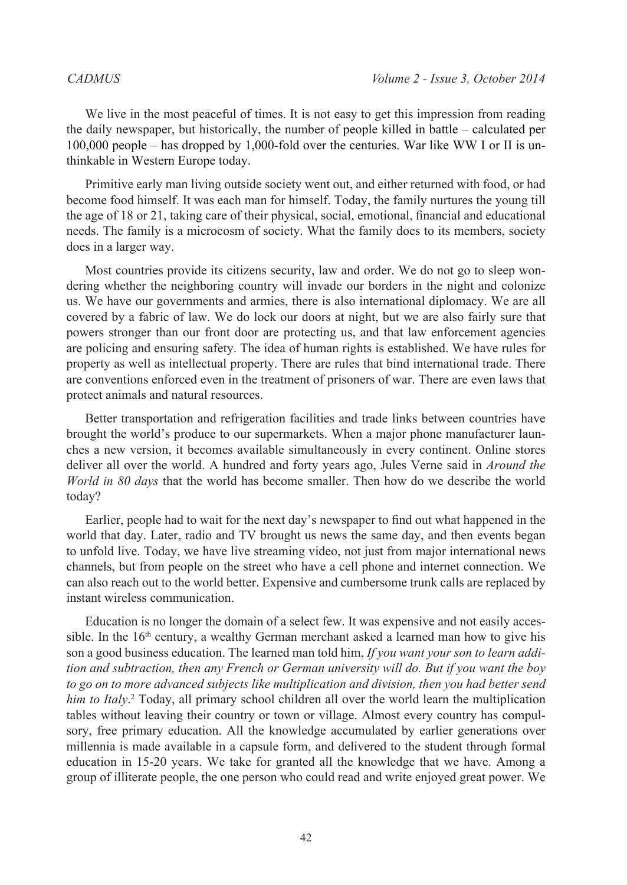We live in the most peaceful of times. It is not easy to get this impression from reading the daily newspaper, but historically, the number of people killed in battle – calculated per 100,000 people – has dropped by 1,000-fold over the centuries. War like WW I or II is unthinkable in Western Europe today.

Primitive early man living outside society went out, and either returned with food, or had become food himself. It was each man for himself. Today, the family nurtures the young till the age of 18 or 21, taking care of their physical, social, emotional, financial and educational needs. The family is a microcosm of society. What the family does to its members, society does in a larger way.

Most countries provide its citizens security, law and order. We do not go to sleep wondering whether the neighboring country will invade our borders in the night and colonize us. We have our governments and armies, there is also international diplomacy. We are all covered by a fabric of law. We do lock our doors at night, but we are also fairly sure that powers stronger than our front door are protecting us, and that law enforcement agencies are policing and ensuring safety. The idea of human rights is established. We have rules for property as well as intellectual property. There are rules that bind international trade. There are conventions enforced even in the treatment of prisoners of war. There are even laws that protect animals and natural resources.

Better transportation and refrigeration facilities and trade links between countries have brought the world's produce to our supermarkets. When a major phone manufacturer launches a new version, it becomes available simultaneously in every continent. Online stores deliver all over the world. A hundred and forty years ago, Jules Verne said in *Around the World in 80 days* that the world has become smaller. Then how do we describe the world today?

Earlier, people had to wait for the next day's newspaper to find out what happened in the world that day. Later, radio and TV brought us news the same day, and then events began to unfold live. Today, we have live streaming video, not just from major international news channels, but from people on the street who have a cell phone and internet connection. We can also reach out to the world better. Expensive and cumbersome trunk calls are replaced by instant wireless communication.

Education is no longer the domain of a select few. It was expensive and not easily accessible. In the 16th century, a wealthy German merchant asked a learned man how to give his son a good business education. The learned man told him, *If you want your son to learn addition and subtraction, then any French or German university will do. But if you want the boy to go on to more advanced subjects like multiplication and division, then you had better send him to Italy*.[2] Today, all primary school children all over the world learn the multiplication tables without leaving their country or town or village. Almost every country has compulsory, free primary education. All the knowledge accumulated by earlier generations over millennia is made available in a capsule form, and delivered to the student through formal education in 15-20 years. We take for granted all the knowledge that we have. Among a group of illiterate people, the one person who could read and write enjoyed great power. We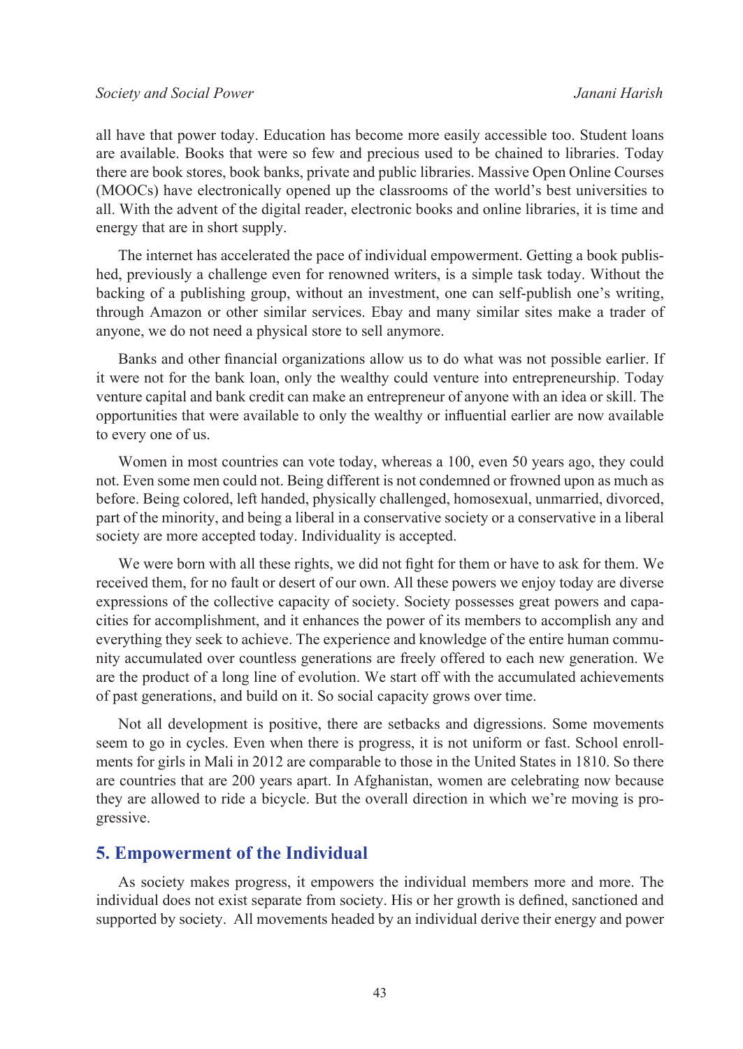all have that power today. Education has become more easily accessible too. Student loans are available. Books that were so few and precious used to be chained to libraries. Today there are book stores, book banks, private and public libraries. Massive Open Online Courses (MOOCs) have electronically opened up the classrooms of the world's best universities to all. With the advent of the digital reader, electronic books and online libraries, it is time and energy that are in short supply.

The internet has accelerated the pace of individual empowerment. Getting a book published, previously a challenge even for renowned writers, is a simple task today. Without the backing of a publishing group, without an investment, one can self-publish one's writing, through Amazon or other similar services. Ebay and many similar sites make a trader of anyone, we do not need a physical store to sell anymore.

Banks and other financial organizations allow us to do what was not possible earlier. If it were not for the bank loan, only the wealthy could venture into entrepreneurship. Today venture capital and bank credit can make an entrepreneur of anyone with an idea or skill. The opportunities that were available to only the wealthy or influential earlier are now available to every one of us.

Women in most countries can vote today, whereas a 100, even 50 years ago, they could not. Even some men could not. Being different is not condemned or frowned upon as much as before. Being colored, left handed, physically challenged, homosexual, unmarried, divorced, part of the minority, and being a liberal in a conservative society or a conservative in a liberal society are more accepted today. Individuality is accepted.

We were born with all these rights, we did not fight for them or have to ask for them. We received them, for no fault or desert of our own. All these powers we enjoy today are diverse expressions of the collective capacity of society. Society possesses great powers and capacities for accomplishment, and it enhances the power of its members to accomplish any and everything they seek to achieve. The experience and knowledge of the entire human community accumulated over countless generations are freely offered to each new generation. We are the product of a long line of evolution. We start off with the accumulated achievements of past generations, and build on it. So social capacity grows over time.

Not all development is positive, there are setbacks and digressions. Some movements seem to go in cycles. Even when there is progress, it is not uniform or fast. School enrollments for girls in Mali in 2012 are comparable to those in the United States in 1810. So there are countries that are 200 years apart. In Afghanistan, women are celebrating now because they are allowed to ride a bicycle. But the overall direction in which we're moving is progressive.

## 5. Empowerment of the Individual

As society makes progress, it empowers the individual members more and more. The individual does not exist separate from society. His or her growth is defined, sanctioned and supported by society. All movements headed by an individual derive their energy and power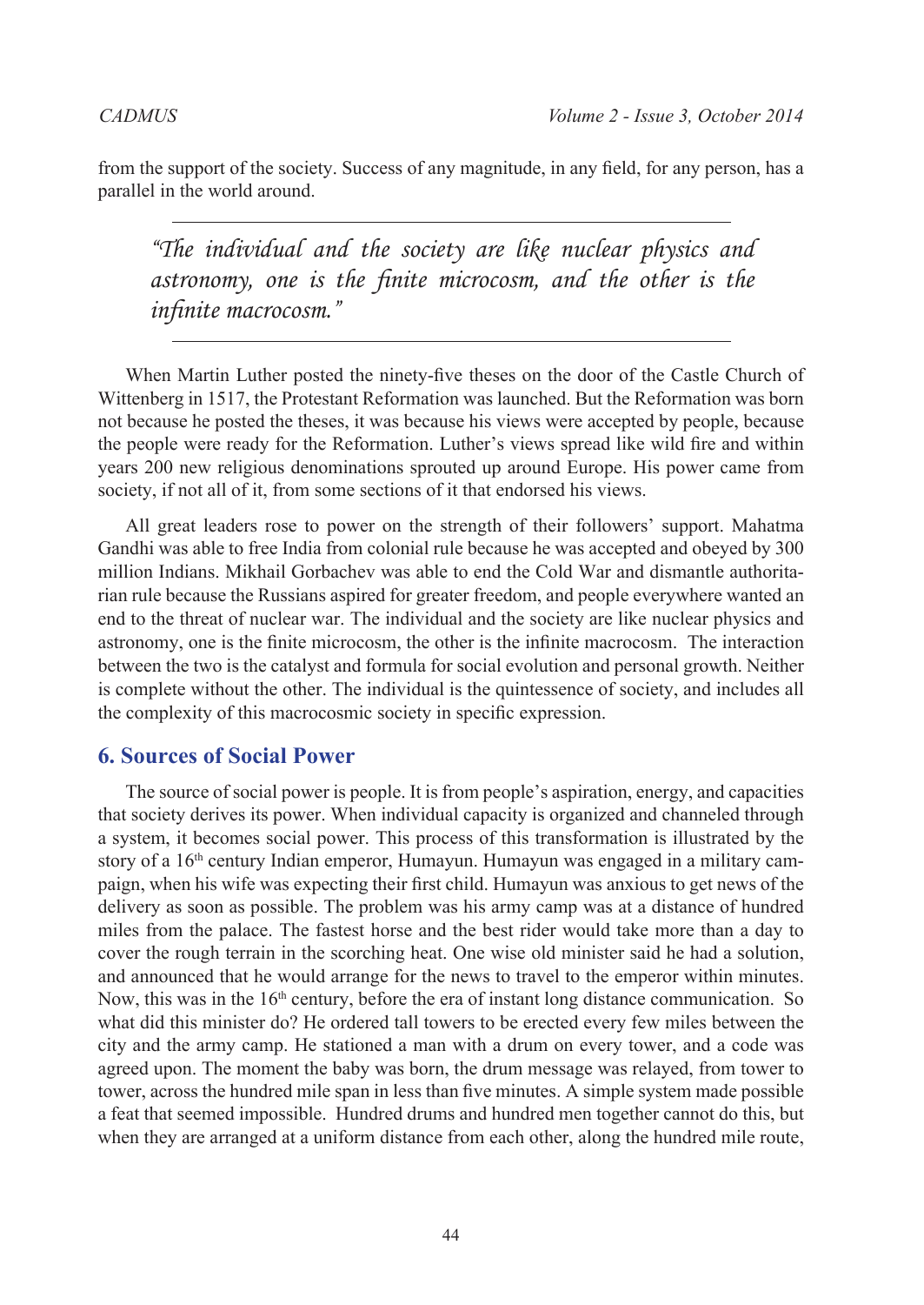from the support of the society. Success of any magnitude, in any field, for any person, has a parallel in the world around.

---

> *"The individual and the society are like nuclear physics and astronomy, one is the finite microcosm, and the other is the infinite macrocosm."*

---

When Martin Luther posted the ninety-five theses on the door of the Castle Church of Wittenberg in 1517, the Protestant Reformation was launched. But the Reformation was born not because he posted the theses, it was because his views were accepted by people, because the people were ready for the Reformation. Luther's views spread like wild fire and within years 200 new religious denominations sprouted up around Europe. His power came from society, if not all of it, from some sections of it that endorsed his views.

All great leaders rose to power on the strength of their followers' support. Mahatma Gandhi was able to free India from colonial rule because he was accepted and obeyed by 300 million Indians. Mikhail Gorbachev was able to end the Cold War and dismantle authoritarian rule because the Russians aspired for greater freedom, and people everywhere wanted an end to the threat of nuclear war. The individual and the society are like nuclear physics and astronomy, one is the finite microcosm, the other is the infinite macrocosm. The interaction between the two is the catalyst and formula for social evolution and personal growth. Neither is complete without the other. The individual is the quintessence of society, and includes all the complexity of this macrocosmic society in specific expression.

## 6. Sources of Social Power

The source of social power is people. It is from people's aspiration, energy, and capacities that society derives its power. When individual capacity is organized and channeled through a system, it becomes social power. This process of this transformation is illustrated by the story of a 16th century Indian emperor, Humayun. Humayun was engaged in a military campaign, when his wife was expecting their first child. Humayun was anxious to get news of the delivery as soon as possible. The problem was his army camp was at a distance of hundred miles from the palace. The fastest horse and the best rider would take more than a day to cover the rough terrain in the scorching heat. One wise old minister said he had a solution, and announced that he would arrange for the news to travel to the emperor within minutes. Now, this was in the 16th century, before the era of instant long distance communication. So what did this minister do? He ordered tall towers to be erected every few miles between the city and the army camp. He stationed a man with a drum on every tower, and a code was agreed upon. The moment the baby was born, the drum message was relayed, from tower to tower, across the hundred mile span in less than five minutes. A simple system made possible a feat that seemed impossible. Hundred drums and hundred men together cannot do this, but when they are arranged at a uniform distance from each other, along the hundred mile route,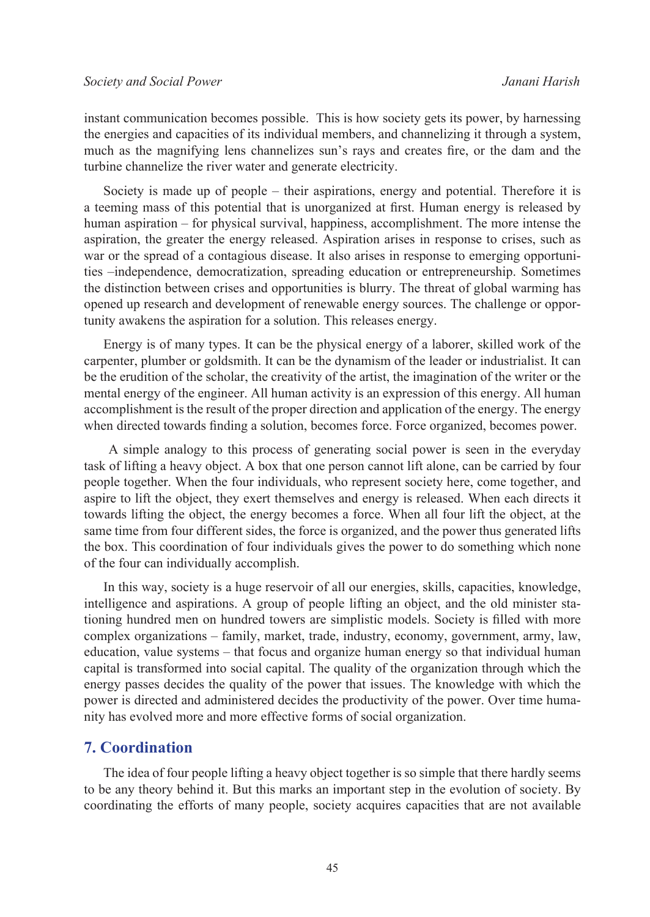instant communication becomes possible. This is how society gets its power, by harnessing the energies and capacities of its individual members, and channelizing it through a system, much as the magnifying lens channelizes sun's rays and creates fire, or the dam and the turbine channelize the river water and generate electricity.

Society is made up of people – their aspirations, energy and potential. Therefore it is a teeming mass of this potential that is unorganized at first. Human energy is released by human aspiration – for physical survival, happiness, accomplishment. The more intense the aspiration, the greater the energy released. Aspiration arises in response to crises, such as war or the spread of a contagious disease. It also arises in response to emerging opportunities –independence, democratization, spreading education or entrepreneurship. Sometimes the distinction between crises and opportunities is blurry. The threat of global warming has opened up research and development of renewable energy sources. The challenge or opportunity awakens the aspiration for a solution. This releases energy.

Energy is of many types. It can be the physical energy of a laborer, skilled work of the carpenter, plumber or goldsmith. It can be the dynamism of the leader or industrialist. It can be the erudition of the scholar, the creativity of the artist, the imagination of the writer or the mental energy of the engineer. All human activity is an expression of this energy. All human accomplishment is the result of the proper direction and application of the energy. The energy when directed towards finding a solution, becomes force. Force organized, becomes power.

A simple analogy to this process of generating social power is seen in the everyday task of lifting a heavy object. A box that one person cannot lift alone, can be carried by four people together. When the four individuals, who represent society here, come together, and aspire to lift the object, they exert themselves and energy is released. When each directs it towards lifting the object, the energy becomes a force. When all four lift the object, at the same time from four different sides, the force is organized, and the power thus generated lifts the box. This coordination of four individuals gives the power to do something which none of the four can individually accomplish.

In this way, society is a huge reservoir of all our energies, skills, capacities, knowledge, intelligence and aspirations. A group of people lifting an object, and the old minister stationing hundred men on hundred towers are simplistic models. Society is filled with more complex organizations – family, market, trade, industry, economy, government, army, law, education, value systems – that focus and organize human energy so that individual human capital is transformed into social capital. The quality of the organization through which the energy passes decides the quality of the power that issues. The knowledge with which the power is directed and administered decides the productivity of the power. Over time humanity has evolved more and more effective forms of social organization.

## 7. Coordination

The idea of four people lifting a heavy object together is so simple that there hardly seems to be any theory behind it. But this marks an important step in the evolution of society. By coordinating the efforts of many people, society acquires capacities that are not available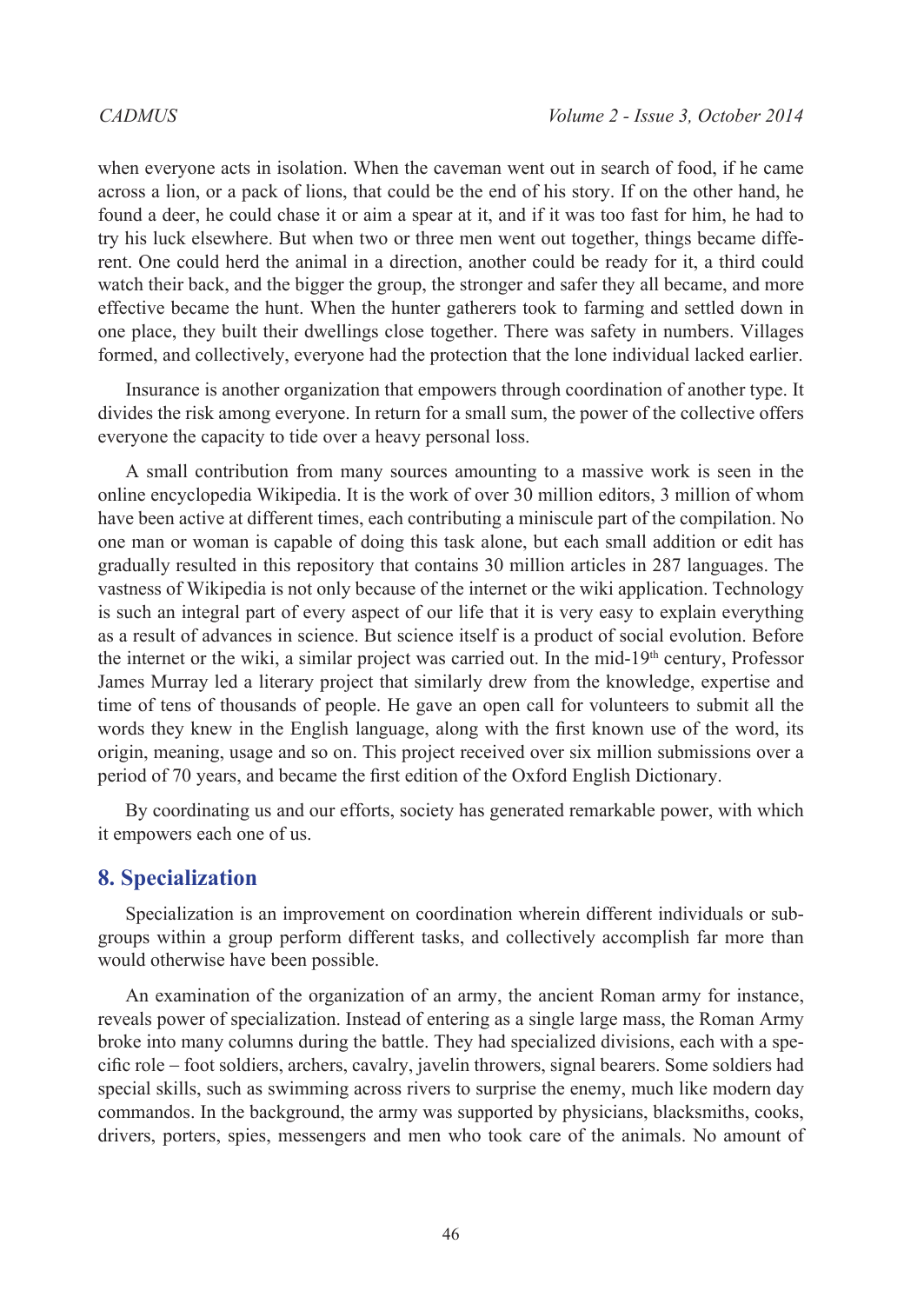when everyone acts in isolation. When the caveman went out in search of food, if he came across a lion, or a pack of lions, that could be the end of his story. If on the other hand, he found a deer, he could chase it or aim a spear at it, and if it was too fast for him, he had to try his luck elsewhere. But when two or three men went out together, things became different. One could herd the animal in a direction, another could be ready for it, a third could watch their back, and the bigger the group, the stronger and safer they all became, and more effective became the hunt. When the hunter gatherers took to farming and settled down in one place, they built their dwellings close together. There was safety in numbers. Villages formed, and collectively, everyone had the protection that the lone individual lacked earlier.

Insurance is another organization that empowers through coordination of another type. It divides the risk among everyone. In return for a small sum, the power of the collective offers everyone the capacity to tide over a heavy personal loss.

A small contribution from many sources amounting to a massive work is seen in the online encyclopedia Wikipedia. It is the work of over 30 million editors, 3 million of whom have been active at different times, each contributing a miniscule part of the compilation. No one man or woman is capable of doing this task alone, but each small addition or edit has gradually resulted in this repository that contains 30 million articles in 287 languages. The vastness of Wikipedia is not only because of the internet or the wiki application. Technology is such an integral part of every aspect of our life that it is very easy to explain everything as a result of advances in science. But science itself is a product of social evolution. Before the internet or the wiki, a similar project was carried out. In the mid-19th century, Professor James Murray led a literary project that similarly drew from the knowledge, expertise and time of tens of thousands of people. He gave an open call for volunteers to submit all the words they knew in the English language, along with the first known use of the word, its origin, meaning, usage and so on. This project received over six million submissions over a period of 70 years, and became the first edition of the Oxford English Dictionary.

By coordinating us and our efforts, society has generated remarkable power, with which it empowers each one of us.

## 8. Specialization

Specialization is an improvement on coordination wherein different individuals or subgroups within a group perform different tasks, and collectively accomplish far more than would otherwise have been possible.

An examination of the organization of an army, the ancient Roman army for instance, reveals power of specialization. Instead of entering as a single large mass, the Roman Army broke into many columns during the battle. They had specialized divisions, each with a specific role – foot soldiers, archers, cavalry, javelin throwers, signal bearers. Some soldiers had special skills, such as swimming across rivers to surprise the enemy, much like modern day commandos. In the background, the army was supported by physicians, blacksmiths, cooks, drivers, porters, spies, messengers and men who took care of the animals. No amount of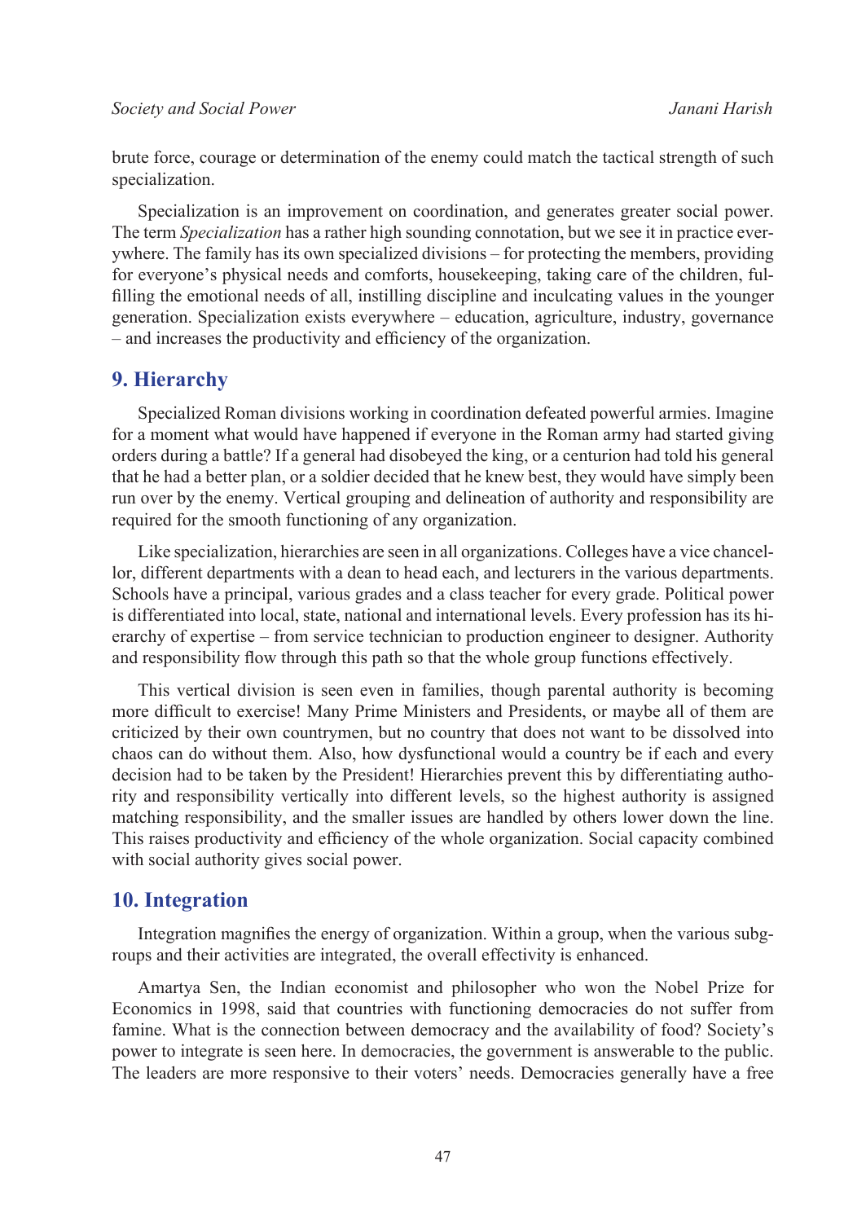brute force, courage or determination of the enemy could match the tactical strength of such specialization.

Specialization is an improvement on coordination, and generates greater social power. The term *Specialization* has a rather high sounding connotation, but we see it in practice everywhere. The family has its own specialized divisions – for protecting the members, providing for everyone's physical needs and comforts, housekeeping, taking care of the children, fulfilling the emotional needs of all, instilling discipline and inculcating values in the younger generation. Specialization exists everywhere – education, agriculture, industry, governance – and increases the productivity and efficiency of the organization.

## 9. Hierarchy

Specialized Roman divisions working in coordination defeated powerful armies. Imagine for a moment what would have happened if everyone in the Roman army had started giving orders during a battle? If a general had disobeyed the king, or a centurion had told his general that he had a better plan, or a soldier decided that he knew best, they would have simply been run over by the enemy. Vertical grouping and delineation of authority and responsibility are required for the smooth functioning of any organization.

Like specialization, hierarchies are seen in all organizations. Colleges have a vice chancellor, different departments with a dean to head each, and lecturers in the various departments. Schools have a principal, various grades and a class teacher for every grade. Political power is differentiated into local, state, national and international levels. Every profession has its hierarchy of expertise – from service technician to production engineer to designer. Authority and responsibility flow through this path so that the whole group functions effectively.

This vertical division is seen even in families, though parental authority is becoming more difficult to exercise! Many Prime Ministers and Presidents, or maybe all of them are criticized by their own countrymen, but no country that does not want to be dissolved into chaos can do without them. Also, how dysfunctional would a country be if each and every decision had to be taken by the President! Hierarchies prevent this by differentiating authority and responsibility vertically into different levels, so the highest authority is assigned matching responsibility, and the smaller issues are handled by others lower down the line. This raises productivity and efficiency of the whole organization. Social capacity combined with social authority gives social power.

## 10. Integration

Integration magnifies the energy of organization. Within a group, when the various subgroups and their activities are integrated, the overall effectivity is enhanced.

Amartya Sen, the Indian economist and philosopher who won the Nobel Prize for Economics in 1998, said that countries with functioning democracies do not suffer from famine. What is the connection between democracy and the availability of food? Society's power to integrate is seen here. In democracies, the government is answerable to the public. The leaders are more responsive to their voters' needs. Democracies generally have a free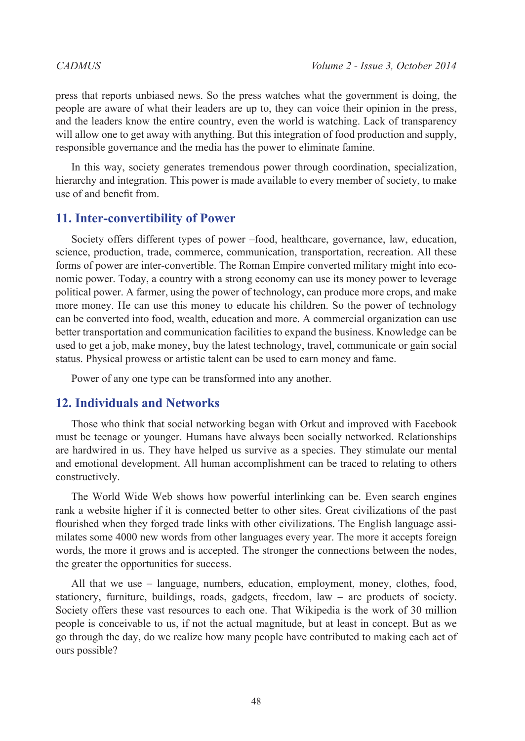press that reports unbiased news. So the press watches what the government is doing, the people are aware of what their leaders are up to, they can voice their opinion in the press, and the leaders know the entire country, even the world is watching. Lack of transparency will allow one to get away with anything. But this integration of food production and supply, responsible governance and the media has the power to eliminate famine.

In this way, society generates tremendous power through coordination, specialization, hierarchy and integration. This power is made available to every member of society, to make use of and benefit from.

## 11. Inter-convertibility of Power

Society offers different types of power –food, healthcare, governance, law, education, science, production, trade, commerce, communication, transportation, recreation. All these forms of power are inter-convertible. The Roman Empire converted military might into economic power. Today, a country with a strong economy can use its money power to leverage political power. A farmer, using the power of technology, can produce more crops, and make more money. He can use this money to educate his children. So the power of technology can be converted into food, wealth, education and more. A commercial organization can use better transportation and communication facilities to expand the business. Knowledge can be used to get a job, make money, buy the latest technology, travel, communicate or gain social status. Physical prowess or artistic talent can be used to earn money and fame.

Power of any one type can be transformed into any another.

## 12. Individuals and Networks

Those who think that social networking began with Orkut and improved with Facebook must be teenage or younger. Humans have always been socially networked. Relationships are hardwired in us. They have helped us survive as a species. They stimulate our mental and emotional development. All human accomplishment can be traced to relating to others constructively.

The World Wide Web shows how powerful interlinking can be. Even search engines rank a website higher if it is connected better to other sites. Great civilizations of the past flourished when they forged trade links with other civilizations. The English language assimilates some 4000 new words from other languages every year. The more it accepts foreign words, the more it grows and is accepted. The stronger the connections between the nodes, the greater the opportunities for success.

All that we use – language, numbers, education, employment, money, clothes, food, stationery, furniture, buildings, roads, gadgets, freedom, law – are products of society. Society offers these vast resources to each one. That Wikipedia is the work of 30 million people is conceivable to us, if not the actual magnitude, but at least in concept. But as we go through the day, do we realize how many people have contributed to making each act of ours possible?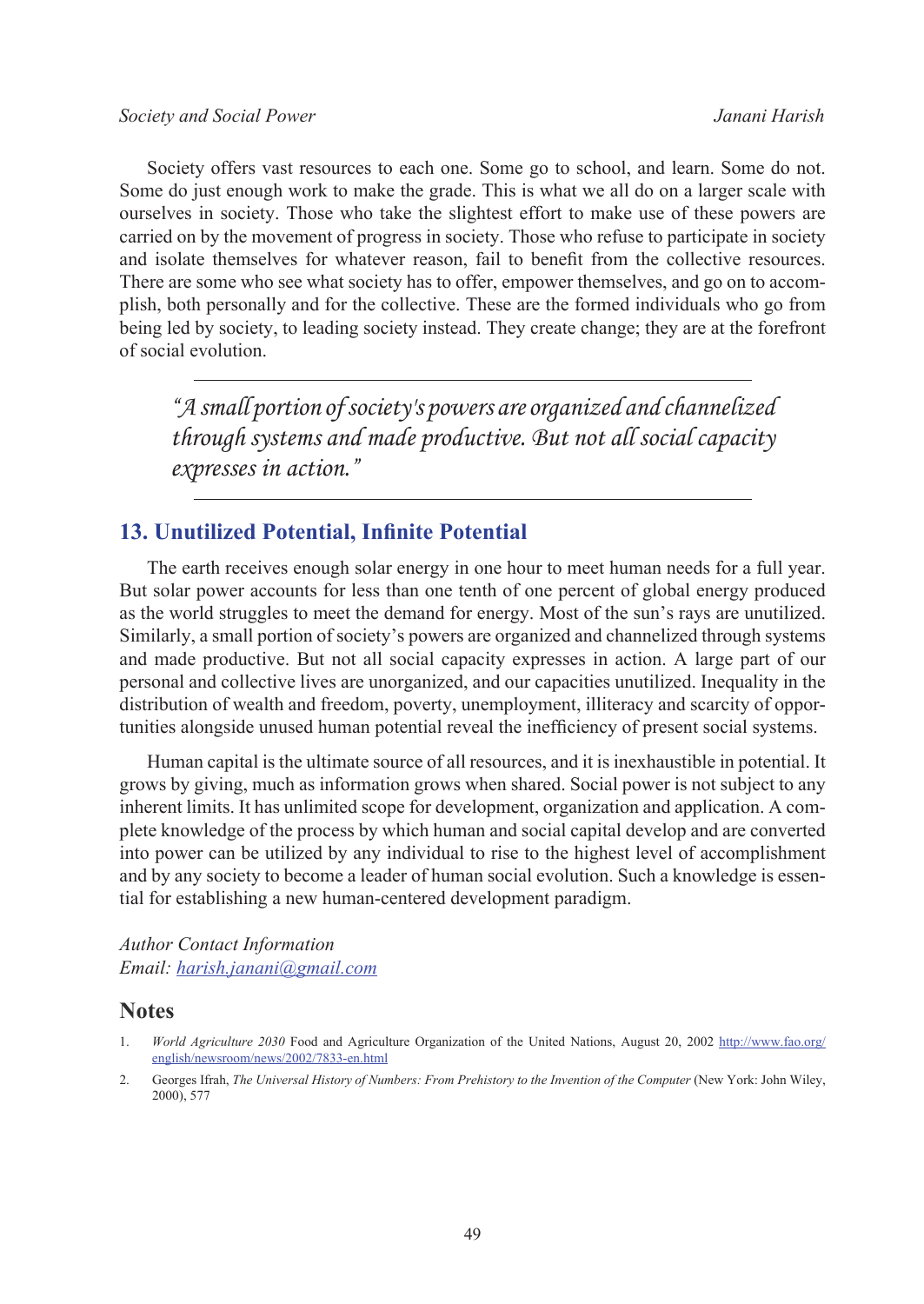Society offers vast resources to each one. Some go to school, and learn. Some do not. Some do just enough work to make the grade. This is what we all do on a larger scale with ourselves in society. Those who take the slightest effort to make use of these powers are carried on by the movement of progress in society. Those who refuse to participate in society and isolate themselves for whatever reason, fail to benefit from the collective resources. There are some who see what society has to offer, empower themselves, and go on to accomplish, both personally and for the collective. These are the formed individuals who go from being led by society, to leading society instead. They create change; they are at the forefront of social evolution.

> *"A small portion of society's powers are organized and channelized through systems and made productive. But not all social capacity expresses in action."*

## 13. Unutilized Potential, Infinite Potential

The earth receives enough solar energy in one hour to meet human needs for a full year. But solar power accounts for less than one tenth of one percent of global energy produced as the world struggles to meet the demand for energy. Most of the sun's rays are unutilized. Similarly, a small portion of society's powers are organized and channelized through systems and made productive. But not all social capacity expresses in action. A large part of our personal and collective lives are unorganized, and our capacities unutilized. Inequality in the distribution of wealth and freedom, poverty, unemployment, illiteracy and scarcity of opportunities alongside unused human potential reveal the inefficiency of present social systems.

Human capital is the ultimate source of all resources, and it is inexhaustible in potential. It grows by giving, much as information grows when shared. Social power is not subject to any inherent limits. It has unlimited scope for development, organization and application. A complete knowledge of the process by which human and social capital develop and are converted into power can be utilized by any individual to rise to the highest level of accomplishment and by any society to become a leader of human social evolution. Such a knowledge is essential for establishing a new human-centered development paradigm.

*Author Contact Information*
*Email: [harish.janani@gmail.com](mailto:harish.janani@gmail.com)*

## Notes

1. *World Agriculture 2030* Food and Agriculture Organization of the United Nations, August 20, 2002 http://www.fao.org/english/newsroom/news/2002/7833-en.html
2. Georges Ifrah, *The Universal History of Numbers: From Prehistory to the Invention of the Computer* (New York: John Wiley, 2000), 577